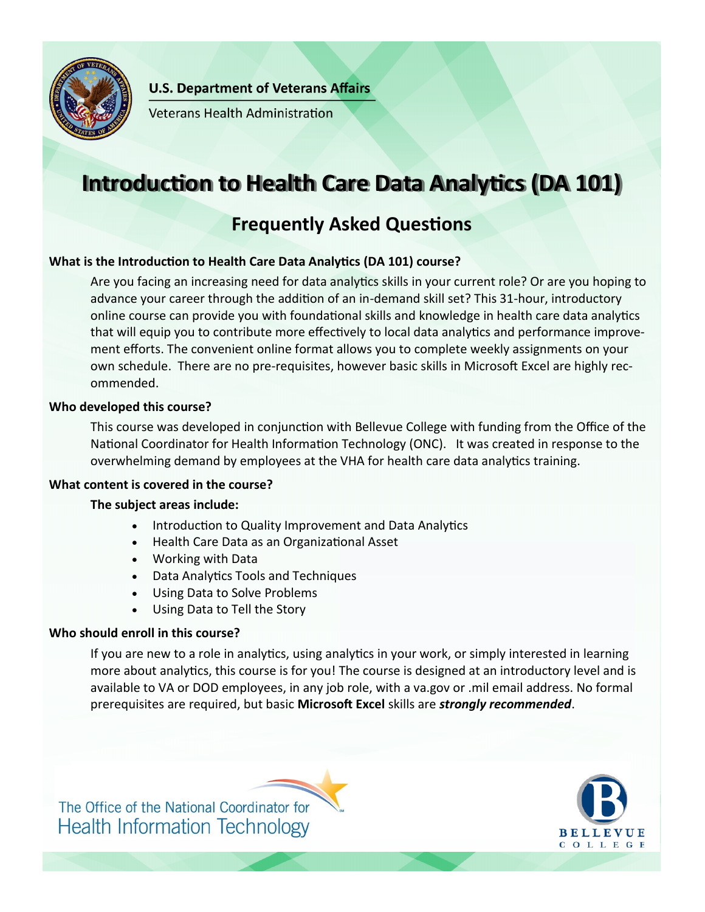**U.S. Department of Veterans Affairs**

Veterans Health Administration

# Introduction to Health Care Data Analytics (DA 101)

## Frequently Asked Questions

### What is the Introduction to Health Care Data Analytics (DA 101) course?

Are you facing an increasing need for data analytics skills in your current role? Or are you hoping to advance your career through the addition of an in-demand skill set? This 31-hour, introductory online course can provide you with foundational skills and knowledge in health care data analytics that will equip you to contribute more effectively to local data analytics and performance improvement efforts. The convenient online format allows you to complete weekly assignments on your own schedule. There are no pre-requisites, however basic skills in Microsoft Excel are highly recommended.

### Who developed this course?

This course was developed in conjunction with Bellevue College with funding from the Office of the National Coordinator for Health Information Technology (ONC). It was created in response to the overwhelming demand by employees at the VHA for health care data analytics training.

### What content is covered in the course?

**The subject areas include:**

- Introduction to Quality Improvement and Data Analytics
- Health Care Data as an Organizational Asset
- Working with Data
- Data Analytics Tools and Techniques
- Using Data to Solve Problems
- Using Data to Tell the Story

### Who should enroll in this course?

If you are new to a role in analytics, using analytics in your work, or simply interested in learning more about analytics, this course is for you! The course is designed at an introductory level and is available to VA or DOD employees, in any job role, with a va.gov or .mil email address. No formal prerequisites are required, but basic **Microsoft Excel** skills are ***strongly recommended***.

The Office of the National Coordinator for Health Information Technology

BELLEVUE COLLEGE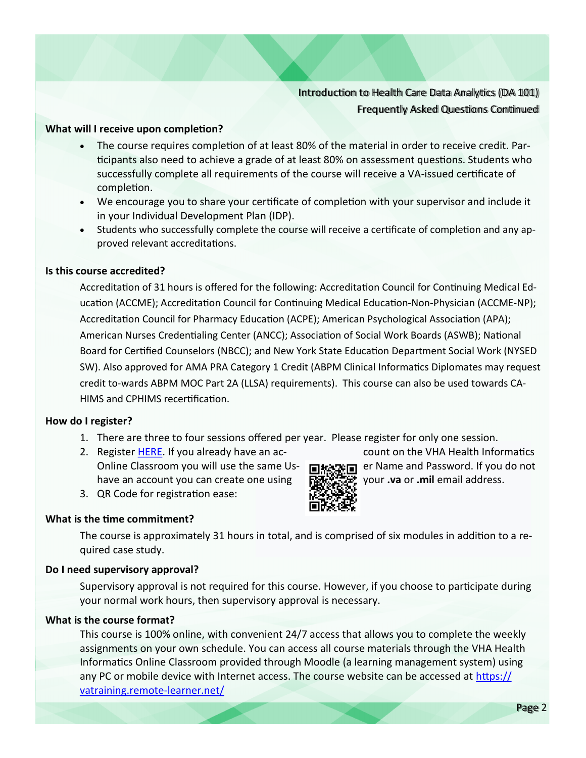### What will I receive upon completion?

- The course requires completion of at least 80% of the material in order to receive credit. Participants also need to achieve a grade of at least 80% on assessment questions. Students who successfully complete all requirements of the course will receive a VA-issued certificate of completion.
- We encourage you to share your certificate of completion with your supervisor and include it in your Individual Development Plan (IDP).
- Students who successfully complete the course will receive a certificate of completion and any approved relevant accreditations.

### Is this course accredited?

Accreditation of 31 hours is offered for the following: Accreditation Council for Continuing Medical Education (ACCME); Accreditation Council for Continuing Medical Education-Non-Physician (ACCME-NP); Accreditation Council for Pharmacy Education (ACPE); American Psychological Association (APA); American Nurses Credentialing Center (ANCC); Association of Social Work Boards (ASWB); National Board for Certified Counselors (NBCC); and New York State Education Department Social Work (NYSED SW). Also approved for AMA PRA Category 1 Credit (ABPM Clinical Informatics Diplomates may request credit to-wards ABPM MOC Part 2A (LLSA) requirements). This course can also be used towards CAHIMS and CPHIMS recertification.

### How do I register?

1. There are three to four sessions offered per year. Please register for only one session.
2. Register [HERE](). If you already have an account on the VHA Health Informatics Online Classroom you will use the same User Name and Password. If you do not have an account you can create one using your **.va** or **.mil** email address.
3. QR Code for registration ease:

### What is the time commitment?

The course is approximately 31 hours in total, and is comprised of six modules in addition to a required case study.

### Do I need supervisory approval?

Supervisory approval is not required for this course. However, if you choose to participate during your normal work hours, then supervisory approval is necessary.

### What is the course format?

This course is 100% online, with convenient 24/7 access that allows you to complete the weekly assignments on your own schedule. You can access all course materials through the VHA Health Informatics Online Classroom provided through Moodle (a learning management system) using any PC or mobile device with Internet access. The course website can be accessed at [https://vatraining.remote-learner.net/](https://vatraining.remote-learner.net/)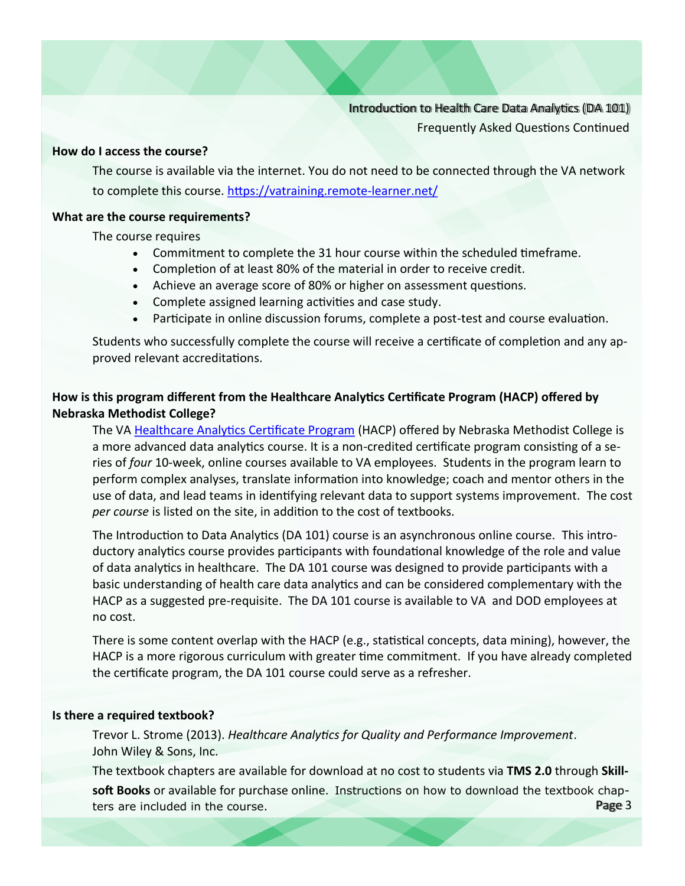**How do I access the course?**

The course is available via the internet. You do not need to be connected through the VA network to complete this course. [https://vatraining.remote-learner.net/](https://vatraining.remote-learner.net/)

**What are the course requirements?**

The course requires

- Commitment to complete the 31 hour course within the scheduled timeframe.
- Completion of at least 80% of the material in order to receive credit.
- Achieve an average score of 80% or higher on assessment questions.
- Complete assigned learning activities and case study.
- Participate in online discussion forums, complete a post-test and course evaluation.

Students who successfully complete the course will receive a certificate of completion and any approved relevant accreditations.

**How is this program different from the Healthcare Analytics Certificate Program (HACP) offered by Nebraska Methodist College?**

The VA Healthcare Analytics Certificate Program (HACP) offered by Nebraska Methodist College is a more advanced data analytics course. It is a non-credited certificate program consisting of a series of *four* 10-week, online courses available to VA employees. Students in the program learn to perform complex analyses, translate information into knowledge; coach and mentor others in the use of data, and lead teams in identifying relevant data to support systems improvement. The cost *per course* is listed on the site, in addition to the cost of textbooks.

The Introduction to Data Analytics (DA 101) course is an asynchronous online course. This introductory analytics course provides participants with foundational knowledge of the role and value of data analytics in healthcare. The DA 101 course was designed to provide participants with a basic understanding of health care data analytics and can be considered complementary with the HACP as a suggested pre-requisite. The DA 101 course is available to VA and DOD employees at no cost.

There is some content overlap with the HACP (e.g., statistical concepts, data mining), however, the HACP is a more rigorous curriculum with greater time commitment. If you have already completed the certificate program, the DA 101 course could serve as a refresher.

**Is there a required textbook?**

Trevor L. Strome (2013). *Healthcare Analytics for Quality and Performance Improvement*. John Wiley & Sons, Inc.

The textbook chapters are available for download at no cost to students via **TMS 2.0** through **Skillsoft Books** or available for purchase online. Instructions on how to download the textbook chapters are included in the course.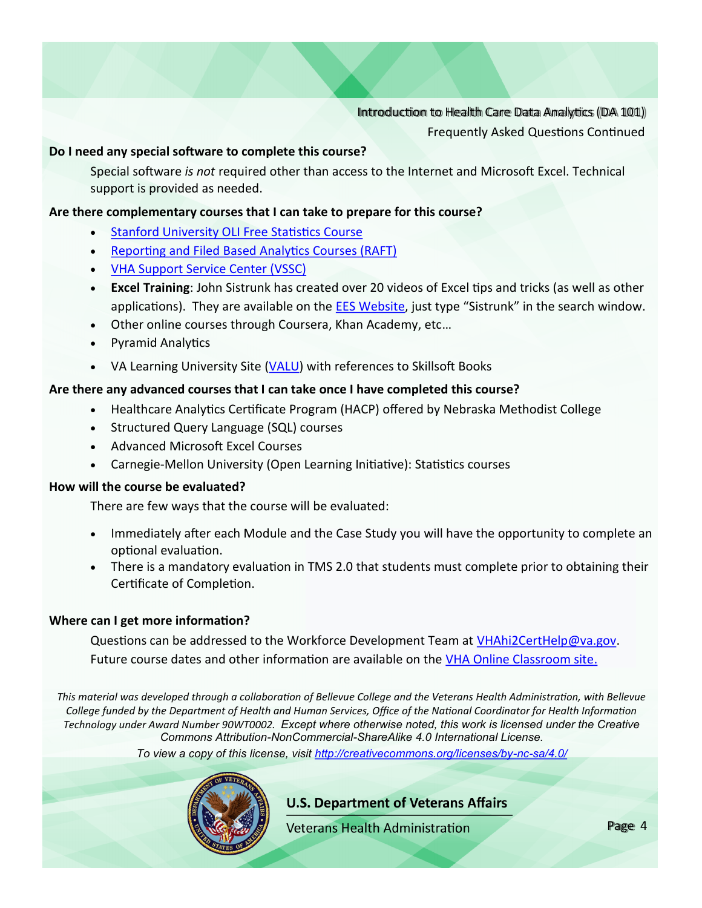Frequently Asked Questions Continued

**Do I need any special software to complete this course?**

Special software *is not* required other than access to the Internet and Microsoft Excel. Technical support is provided as needed.

**Are there complementary courses that I can take to prepare for this course?**

- Stanford University OLI Free Statistics Course
- Reporting and Filed Based Analytics Courses (RAFT)
- VHA Support Service Center (VSSC)
- **Excel Training**: John Sistrunk has created over 20 videos of Excel tips and tricks (as well as other applications). They are available on the EES Website, just type "Sistrunk" in the search window.
- Other online courses through Coursera, Khan Academy, etc…
- Pyramid Analytics
- VA Learning University Site (VALU) with references to Skillsoft Books

**Are there any advanced courses that I can take once I have completed this course?**

- Healthcare Analytics Certificate Program (HACP) offered by Nebraska Methodist College
- Structured Query Language (SQL) courses
- Advanced Microsoft Excel Courses
- Carnegie-Mellon University (Open Learning Initiative): Statistics courses

**How will the course be evaluated?**

There are few ways that the course will be evaluated:

- Immediately after each Module and the Case Study you will have the opportunity to complete an optional evaluation.
- There is a mandatory evaluation in TMS 2.0 that students must complete prior to obtaining their Certificate of Completion.

**Where can I get more information?**

Questions can be addressed to the Workforce Development Team at VHAhi2CertHelp@va.gov.
Future course dates and other information are available on the VHA Online Classroom site.

*This material was developed through a collaboration of Bellevue College and the Veterans Health Administration, with Bellevue College funded by the Department of Health and Human Services, Office of the National Coordinator for Health Information Technology under Award Number 90WT0002. Except where otherwise noted, this work is licensed under the Creative Commons Attribution-NonCommercial-ShareAlike 4.0 International License.*

*To view a copy of this license, visit http://creativecommons.org/licenses/by-nc-sa/4.0/*

**U.S. Department of Veterans Affairs**

Veterans Health Administration